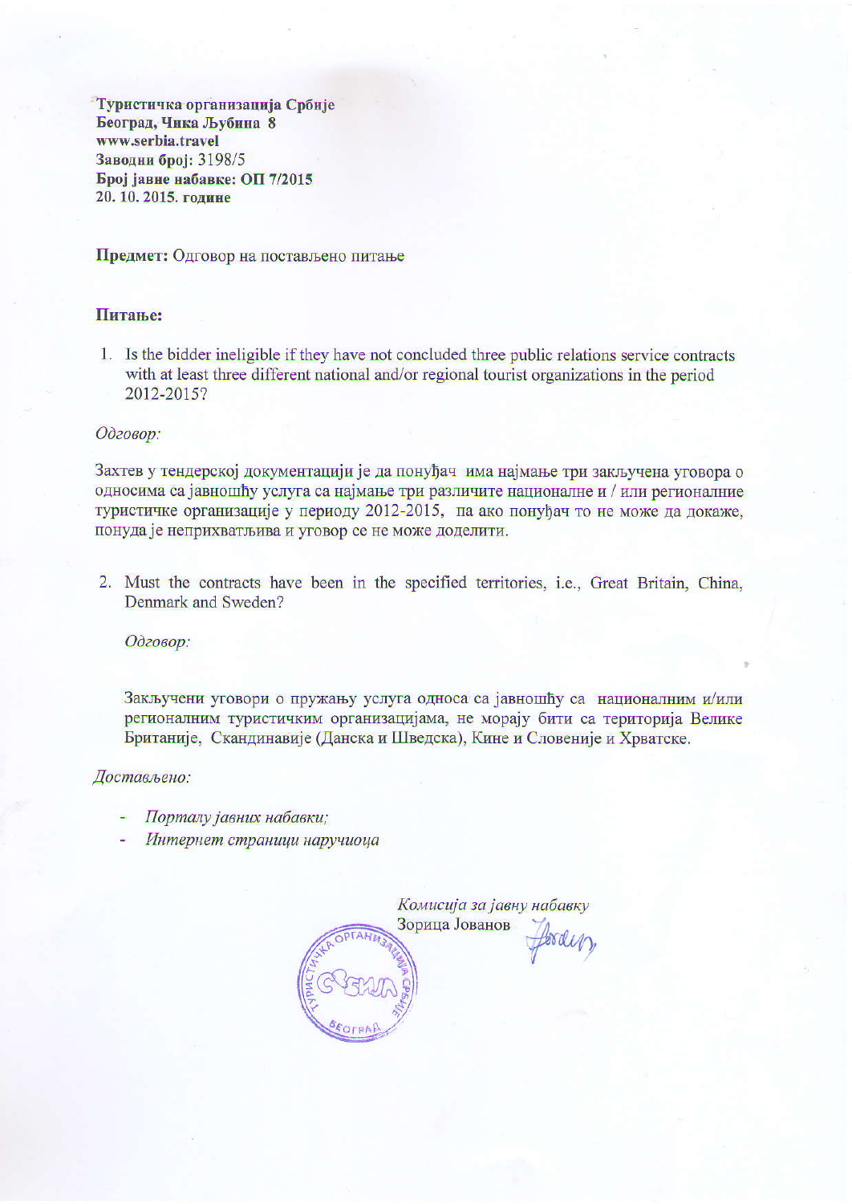**Туристичка организација Србије**
**Београд, Чика Љубина 8**
**www.serbia.travel**
**Заводни број:** 3198/5
**Број јавне набавке: ОП 7/2015**
**20. 10. 2015. године**

**Предмет:** Одговор на постављено питање

**Питање:**

1. Is the bidder ineligible if they have not concluded three public relations service contracts with at least three different national and/or regional tourist organizations in the period 2012-2015?

*Одговор:*

Захтев у тендерској документацији је да понуђач има најмање три закључена уговора о односима са јавношћу услуга са најмање три различите националне и / или регионалне туристичке организације у периоду 2012-2015, па ако понуђач то не може да докаже, понуда је неприхватљива и уговор се не може доделити.

2. Must the contracts have been in the specified territories, i.e., Great Britain, China, Denmark and Sweden?

   *Одговор:*

   Закључени уговори о пружању услуга односа са јавношћу са националним и/или регионалним туристичким организацијама, не морају бити са територија Велике Британије, Скандинавије (Данска и Шведска), Кине и Словеније и Хрватске.

*Достављено:*

- *Порталу јавних набавки;*
- *Интернет страници наручиоца*

*Комисија за јавну набавку*
Зорица Јованов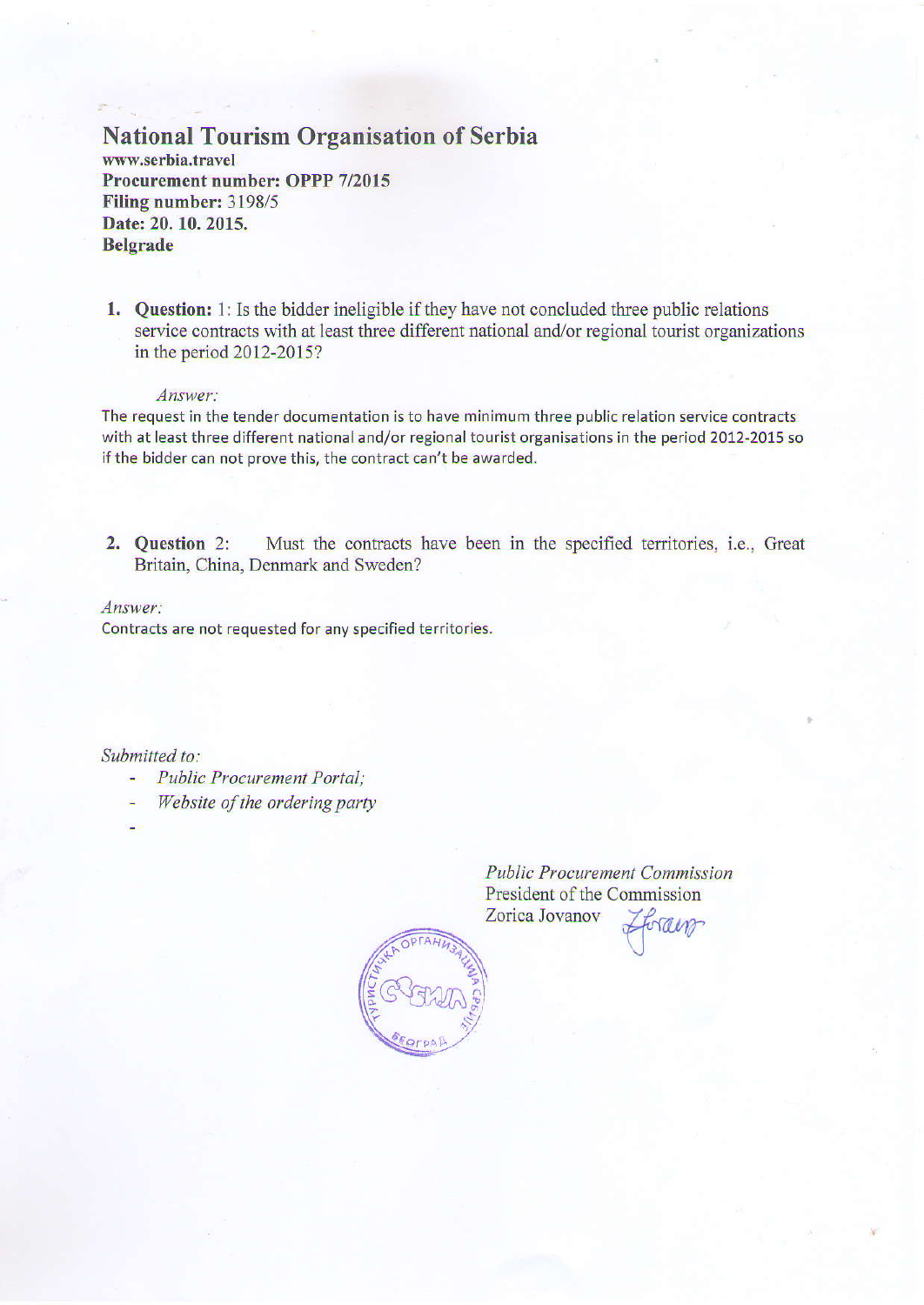**National Tourism Organisation of Serbia**
**www.serbia.travel**
**Procurement number: OPPP 7/2015**
**Filing number:** 3198/5
**Date: 20. 10. 2015.**
**Belgrade**

1. **Question:** 1: Is the bidder ineligible if they have not concluded three public relations service contracts with at least three different national and/or regional tourist organizations in the period 2012-2015?

   *Answer:*

The request in the tender documentation is to have minimum three public relation service contracts with at least three different national and/or regional tourist organisations in the period 2012-2015 so if the bidder can not prove this, the contract can't be awarded.

2. **Question** 2: Must the contracts have been in the specified territories, i.e., Great Britain, China, Denmark and Sweden?

*Answer:*

Contracts are not requested for any specified territories.

*Submitted to:*

- *Public Procurement Portal;*
- *Website of the ordering party*
-

*Public Procurement Commission*
President of the Commission
Zorica Jovanov